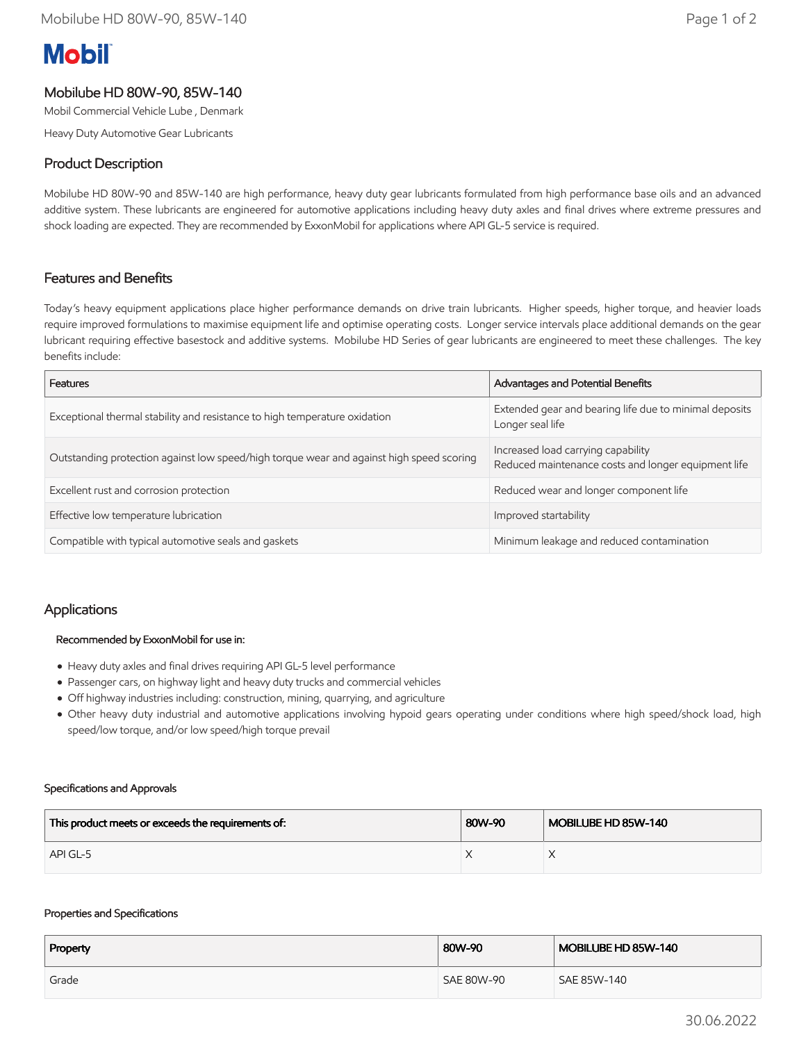# Mobil

## Mobilube HD 80W-90, 85W-140

Mobil Commercial Vehicle Lube , Denmark

Heavy Duty Automotive Gear Lubricants

## Product Description

Mobilube HD 80W-90 and 85W-140 are high performance, heavy duty gear lubricants formulated from high performance base oils and an advanced additive system. These lubricants are engineered for automotive applications including heavy duty axles and final drives where extreme pressures and shock loading are expected. They are recommended by ExxonMobil for applications where API GL-5 service is required.

## Features and Benefits

Today's heavy equipment applications place higher performance demands on drive train lubricants. Higher speeds, higher torque, and heavier loads require improved formulations to maximise equipment life and optimise operating costs. Longer service intervals place additional demands on the gear lubricant requiring effective basestock and additive systems. Mobilube HD Series of gear lubricants are engineered to meet these challenges. The key benefits include:

| Features | Advantages and Potential Benefits |
|---|---|
| Exceptional thermal stability and resistance to high temperature oxidation | Extended gear and bearing life due to minimal deposits<br>Longer seal life |
| Outstanding protection against low speed/high torque wear and against high speed scoring | Increased load carrying capability<br>Reduced maintenance costs and longer equipment life |
| Excellent rust and corrosion protection | Reduced wear and longer component life |
| Effective low temperature lubrication | Improved startability |
| Compatible with typical automotive seals and gaskets | Minimum leakage and reduced contamination |

## Applications

**Recommended by ExxonMobil for use in:**

- Heavy duty axles and final drives requiring API GL-5 level performance
- Passenger cars, on highway light and heavy duty trucks and commercial vehicles
- Off highway industries including: construction, mining, quarrying, and agriculture
- Other heavy duty industrial and automotive applications involving hypoid gears operating under conditions where high speed/shock load, high speed/low torque, and/or low speed/high torque prevail

### Specifications and Approvals

| This product meets or exceeds the requirements of: | 80W-90 | MOBILUBE HD 85W-140 |
|---|---|---|
| API GL-5 | X | X |

### Properties and Specifications

| Property | 80W-90 | MOBILUBE HD 85W-140 |
|---|---|---|
| Grade | SAE 80W-90 | SAE 85W-140 |

30.06.2022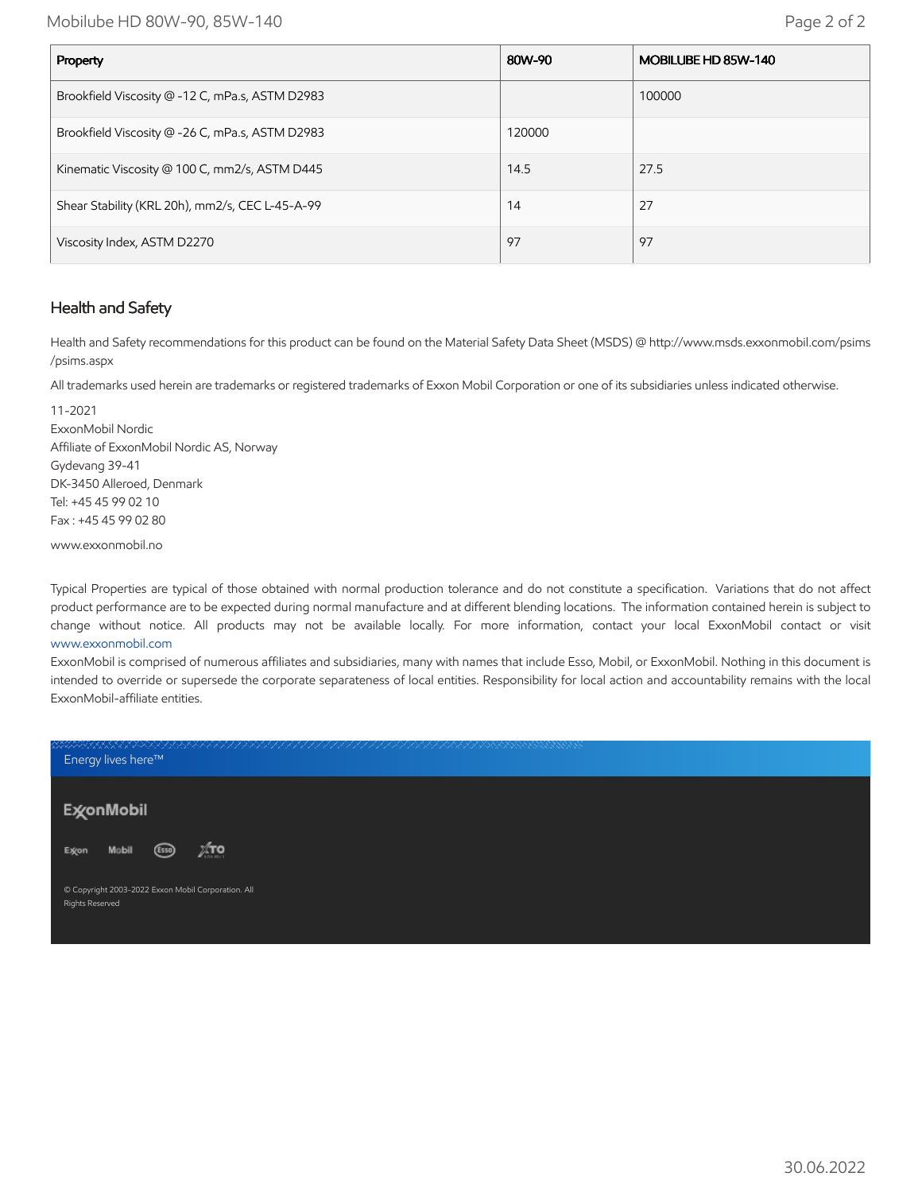| Property | 80W-90 | MOBILUBE HD 85W-140 |
| --- | --- | --- |
| Brookfield Viscosity @ -12 C, mPa.s, ASTM D2983 | | 100000 |
| Brookfield Viscosity @ -26 C, mPa.s, ASTM D2983 | 120000 | |
| Kinematic Viscosity @ 100 C, mm2/s, ASTM D445 | 14.5 | 27.5 |
| Shear Stability (KRL 20h), mm2/s, CEC L-45-A-99 | 14 | 27 |
| Viscosity Index, ASTM D2270 | 97 | 97 |

## Health and Safety

Health and Safety recommendations for this product can be found on the Material Safety Data Sheet (MSDS) @ http://www.msds.exxonmobil.com/psims/psims.aspx

All trademarks used herein are trademarks or registered trademarks of Exxon Mobil Corporation or one of its subsidiaries unless indicated otherwise.

11-2021
ExxonMobil Nordic
Affiliate of ExxonMobil Nordic AS, Norway
Gydevang 39-41
DK-3450 Alleroed, Denmark
Tel: +45 45 99 02 10
Fax : +45 45 99 02 80

www.exxonmobil.no

Typical Properties are typical of those obtained with normal production tolerance and do not constitute a specification. Variations that do not affect product performance are to be expected during normal manufacture and at different blending locations. The information contained herein is subject to change without notice. All products may not be available locally. For more information, contact your local ExxonMobil contact or visit www.exxonmobil.com

ExxonMobil is comprised of numerous affiliates and subsidiaries, many with names that include Esso, Mobil, or ExxonMobil. Nothing in this document is intended to override or supersede the corporate separateness of local entities. Responsibility for local action and accountability remains with the local ExxonMobil-affiliate entities.

Energy lives here™

ExxonMobil

Exxon Mobil Esso XTO

© Copyright 2003-2022 Exxon Mobil Corporation. All Rights Reserved